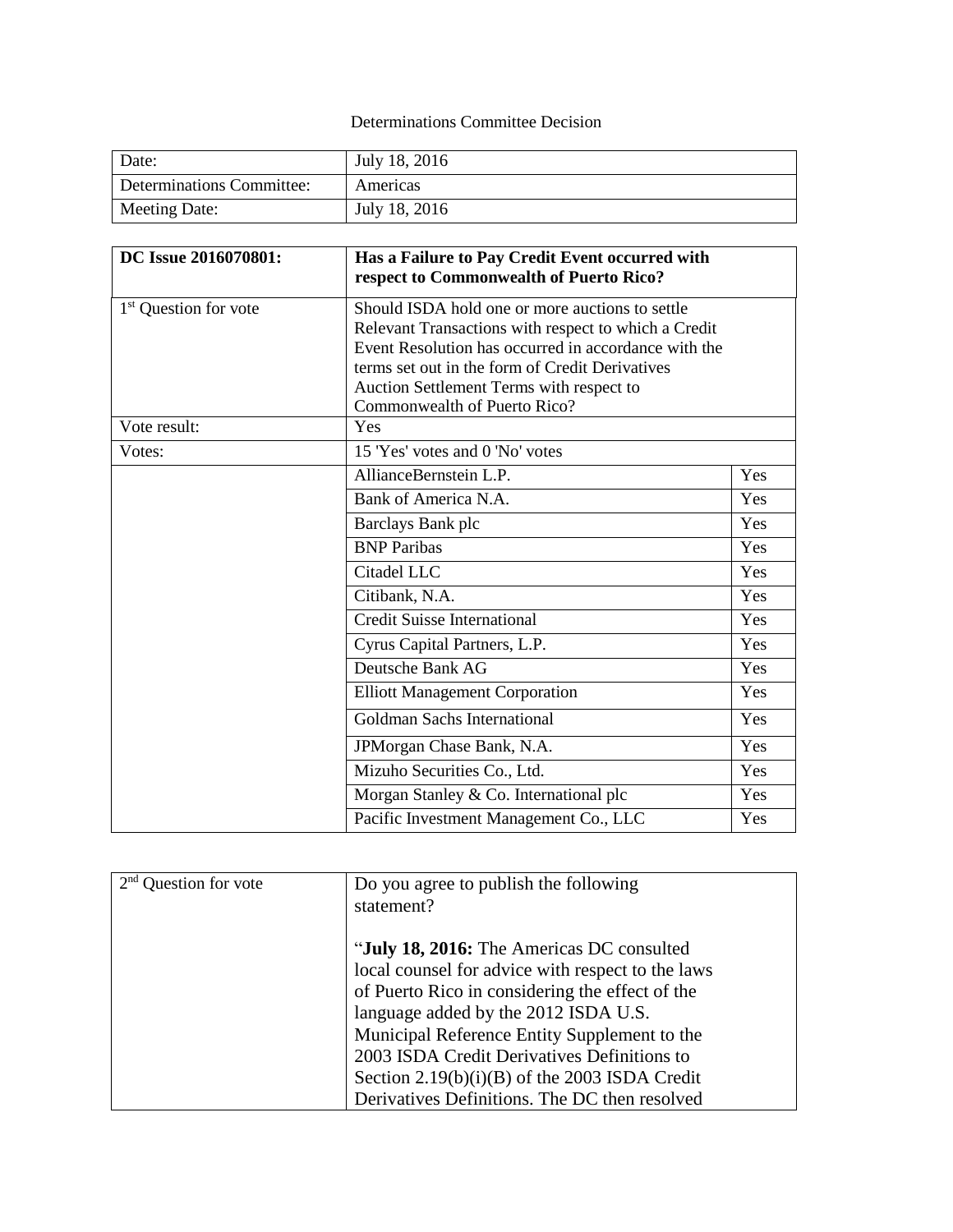Determinations Committee Decision

| Date: | July 18, 2016 |
| --- | --- |
| Determinations Committee: | Americas |
| Meeting Date: | July 18, 2016 |

| **DC Issue 2016070801:** | **Has a Failure to Pay Credit Event occurred with respect to Commonwealth of Puerto Rico?** | |
| --- | --- | --- |
| 1st Question for vote | Should ISDA hold one or more auctions to settle Relevant Transactions with respect to which a Credit Event Resolution has occurred in accordance with the terms set out in the form of Credit Derivatives Auction Settlement Terms with respect to Commonwealth of Puerto Rico? | |
| Vote result: | Yes | |
| Votes: | 15 'Yes' votes and 0 'No' votes | |
| | AllianceBernstein L.P. | Yes |
| | Bank of America N.A. | Yes |
| | Barclays Bank plc | Yes |
| | BNP Paribas | Yes |
| | Citadel LLC | Yes |
| | Citibank, N.A. | Yes |
| | Credit Suisse International | Yes |
| | Cyrus Capital Partners, L.P. | Yes |
| | Deutsche Bank AG | Yes |
| | Elliott Management Corporation | Yes |
| | Goldman Sachs International | Yes |
| | JPMorgan Chase Bank, N.A. | Yes |
| | Mizuho Securities Co., Ltd. | Yes |
| | Morgan Stanley & Co. International plc | Yes |
| | Pacific Investment Management Co., LLC | Yes |

| 2nd Question for vote | Do you agree to publish the following statement?<br><br>"**July 18, 2016:** The Americas DC consulted local counsel for advice with respect to the laws of Puerto Rico in considering the effect of the language added by the 2012 ISDA U.S. Municipal Reference Entity Supplement to the 2003 ISDA Credit Derivatives Definitions to Section 2.19(b)(i)(B) of the 2003 ISDA Credit Derivatives Definitions. The DC then resolved |
| --- | --- |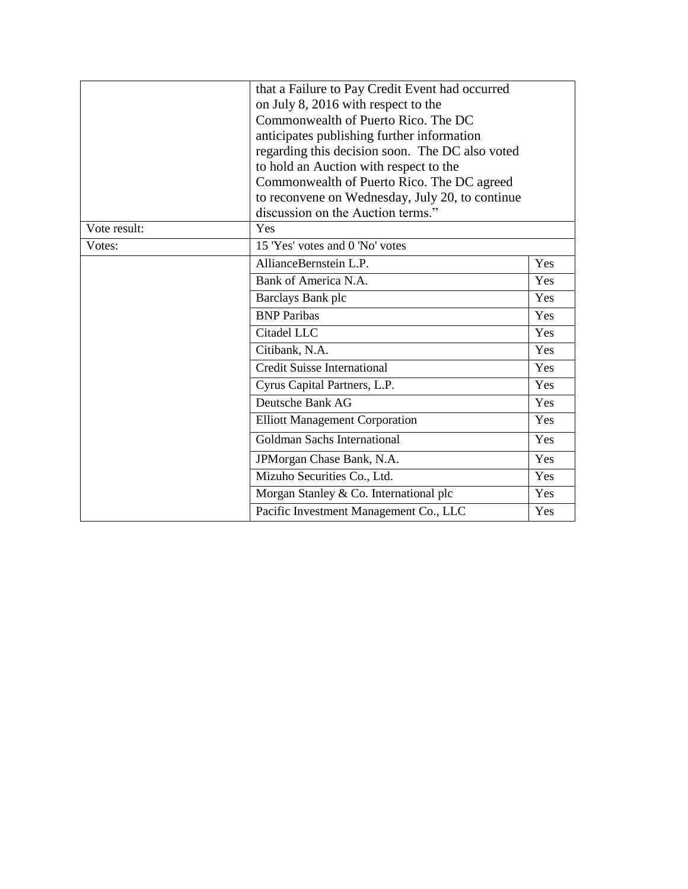| | | |
|---|---|---|
| | that a Failure to Pay Credit Event had occurred on July 8, 2016 with respect to the Commonwealth of Puerto Rico. The DC anticipates publishing further information regarding this decision soon. The DC also voted to hold an Auction with respect to the Commonwealth of Puerto Rico. The DC agreed to reconvene on Wednesday, July 20, to continue discussion on the Auction terms." | |
| Vote result: | Yes | |
| Votes: | 15 'Yes' votes and 0 'No' votes | |
| | AllianceBernstein L.P. | Yes |
| | Bank of America N.A. | Yes |
| | Barclays Bank plc | Yes |
| | BNP Paribas | Yes |
| | Citadel LLC | Yes |
| | Citibank, N.A. | Yes |
| | Credit Suisse International | Yes |
| | Cyrus Capital Partners, L.P. | Yes |
| | Deutsche Bank AG | Yes |
| | Elliott Management Corporation | Yes |
| | Goldman Sachs International | Yes |
| | JPMorgan Chase Bank, N.A. | Yes |
| | Mizuho Securities Co., Ltd. | Yes |
| | Morgan Stanley & Co. International plc | Yes |
| | Pacific Investment Management Co., LLC | Yes |